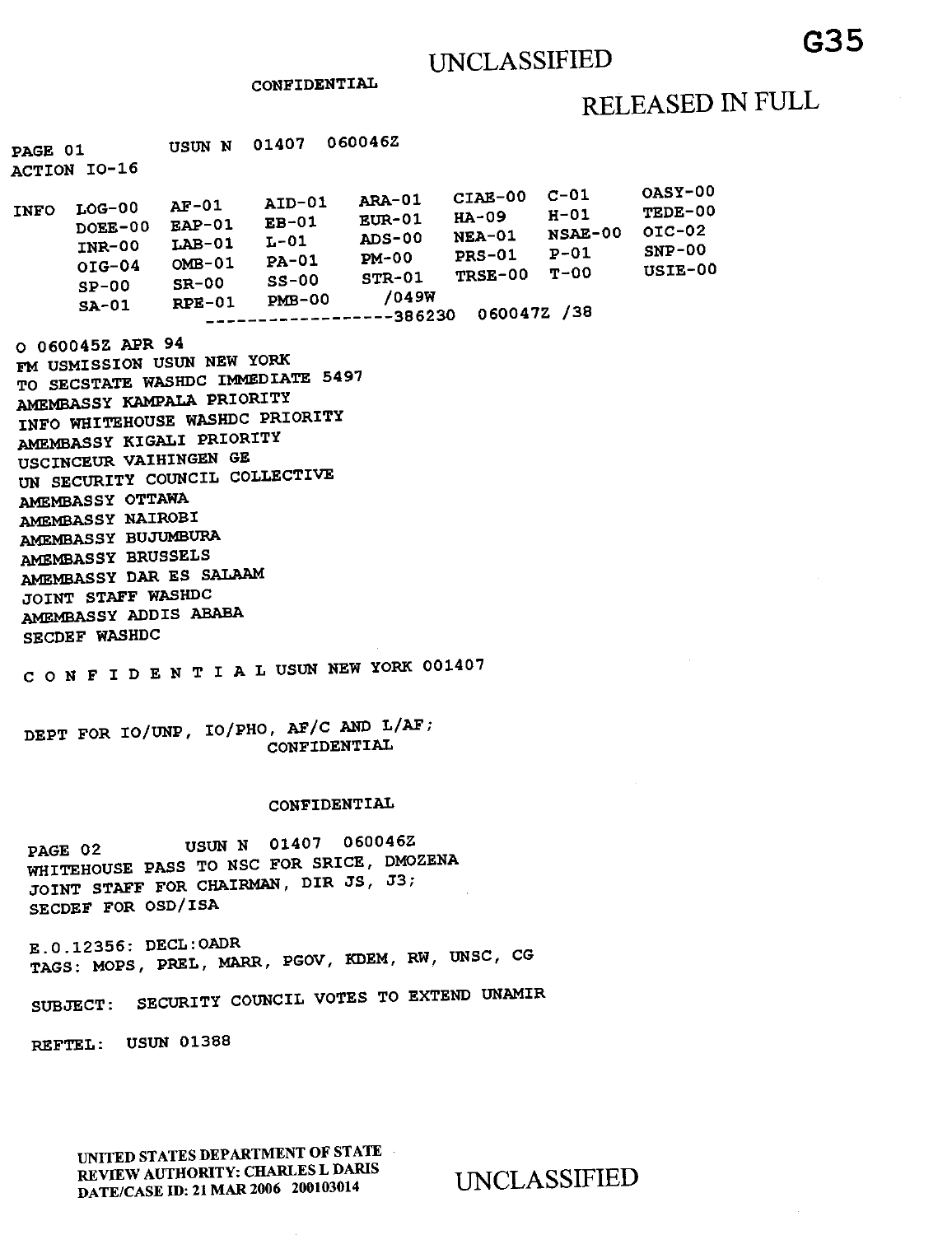UNCLASSIFIED

CONFIDENTIAL

RELEASED IN FULL

G35

PAGE 01 USUN N 01407 060046Z
ACTION IO-16

```
INFO  LOG-00   AF-01    AID-01   ARA-01   CIAE-00  C-01     OASY-00
      DOEE-00  EAP-01   EB-01    EUR-01   HA-09    H-01     TEDE-00
      INR-00   LAB-01   L-01     ADS-00   NEA-01   NSAE-00  OIC-02
      OIG-04   OMB-01   PA-01    PM-00    PRS-01   P-01     SNP-00
      SP-00    SR-00    SS-00    STR-01   TRSE-00  T-00     USIE-00
      SA-01    RPE-01   PMB-00   /049W
                   ------------------386230  060047Z /38
```

O 060045Z APR 94
FM USMISSION USUN NEW YORK
TO SECSTATE WASHDC IMMEDIATE 5497
AMEMBASSY KAMPALA PRIORITY
INFO WHITEHOUSE WASHDC PRIORITY
AMEMBASSY KIGALI PRIORITY
USCINCEUR VAIHINGEN GE
UN SECURITY COUNCIL COLLECTIVE
AMEMBASSY OTTAWA
AMEMBASSY NAIROBI
AMEMBASSY BUJUMBURA
AMEMBASSY BRUSSELS
AMEMBASSY DAR ES SALAAM
JOINT STAFF WASHDC
AMEMBASSY ADDIS ABABA
SECDEF WASHDC

C O N F I D E N T I A L USUN NEW YORK 001407

DEPT FOR IO/UNP, IO/PHO, AF/C AND L/AF;
CONFIDENTIAL

CONFIDENTIAL

PAGE 02 USUN N 01407 060046Z
WHITEHOUSE PASS TO NSC FOR SRICE, DMOZENA
JOINT STAFF FOR CHAIRMAN, DIR JS, J3;
SECDEF FOR OSD/ISA

E.O.12356: DECL:OADR
TAGS: MOPS, PREL, MARR, PGOV, KDEM, RW, UNSC, CG

SUBJECT: SECURITY COUNCIL VOTES TO EXTEND UNAMIR

REFTEL: USUN 01388

UNITED STATES DEPARTMENT OF STATE
REVIEW AUTHORITY: CHARLES L DARIS
DATE/CASE ID: 21 MAR 2006 200103014

UNCLASSIFIED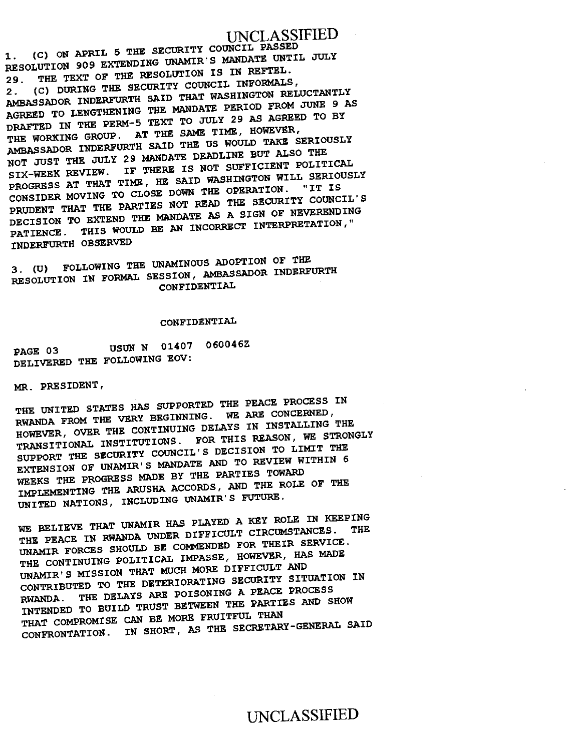1. (C) ON APRIL 5 THE SECURITY COUNCIL PASSED RESOLUTION 909 EXTENDING UNAMIR'S MANDATE UNTIL JULY 29. THE TEXT OF THE RESOLUTION IS IN REFTEL.

2. (C) DURING THE SECURITY COUNCIL INFORMALS, AMBASSADOR INDERFURTH SAID THAT WASHINGTON RELUCTANTLY AGREED TO LENGTHENING THE MANDATE PERIOD FROM JUNE 9 AS DRAFTED IN THE PERM-5 TEXT TO JULY 29 AS AGREED TO BY THE WORKING GROUP. AT THE SAME TIME, HOWEVER, AMBASSADOR INDERFURTH SAID THE US WOULD TAKE SERIOUSLY NOT JUST THE JULY 29 MANDATE DEADLINE BUT ALSO THE SIX-WEEK REVIEW. IF THERE IS NOT SUFFICIENT POLITICAL PROGRESS AT THAT TIME, HE SAID WASHINGTON WILL SERIOUSLY CONSIDER MOVING TO CLOSE DOWN THE OPERATION. "IT IS PRUDENT THAT THE PARTIES NOT READ THE SECURITY COUNCIL'S DECISION TO EXTEND THE MANDATE AS A SIGN OF NEVERENDING PATIENCE. THIS WOULD BE AN INCORRECT INTERPRETATION," INDERFURTH OBSERVED

3. (U) FOLLOWING THE UNAMINOUS ADOPTION OF THE RESOLUTION IN FORMAL SESSION, AMBASSADOR INDERFURTH DELIVERED THE FOLLOWING EOV:

MR. PRESIDENT,

THE UNITED STATES HAS SUPPORTED THE PEACE PROCESS IN RWANDA FROM THE VERY BEGINNING. WE ARE CONCERNED, HOWEVER, OVER THE CONTINUING DELAYS IN INSTALLING THE TRANSITIONAL INSTITUTIONS. FOR THIS REASON, WE STRONGLY SUPPORT THE SECURITY COUNCIL'S DECISION TO LIMIT THE EXTENSION OF UNAMIR'S MANDATE AND TO REVIEW WITHIN 6 WEEKS THE PROGRESS MADE BY THE PARTIES TOWARD IMPLEMENTING THE ARUSHA ACCORDS, AND THE ROLE OF THE UNITED NATIONS, INCLUDING UNAMIR'S FUTURE.

WE BELIEVE THAT UNAMIR HAS PLAYED A KEY ROLE IN KEEPING THE PEACE IN RWANDA UNDER DIFFICULT CIRCUMSTANCES. THE UNAMIR FORCES SHOULD BE COMMENDED FOR THEIR SERVICE. THE CONTINUING POLITICAL IMPASSE, HOWEVER, HAS MADE UNAMIR'S MISSION THAT MUCH MORE DIFFICULT AND CONTRIBUTED TO THE DETERIORATING SECURITY SITUATION IN RWANDA. THE DELAYS ARE POISONING A PEACE PROCESS INTENDED TO BUILD TRUST BETWEEN THE PARTIES AND SHOW THAT COMPROMISE CAN BE MORE FRUITFUL THAN CONFRONTATION. IN SHORT, AS THE SECRETARY-GENERAL SAID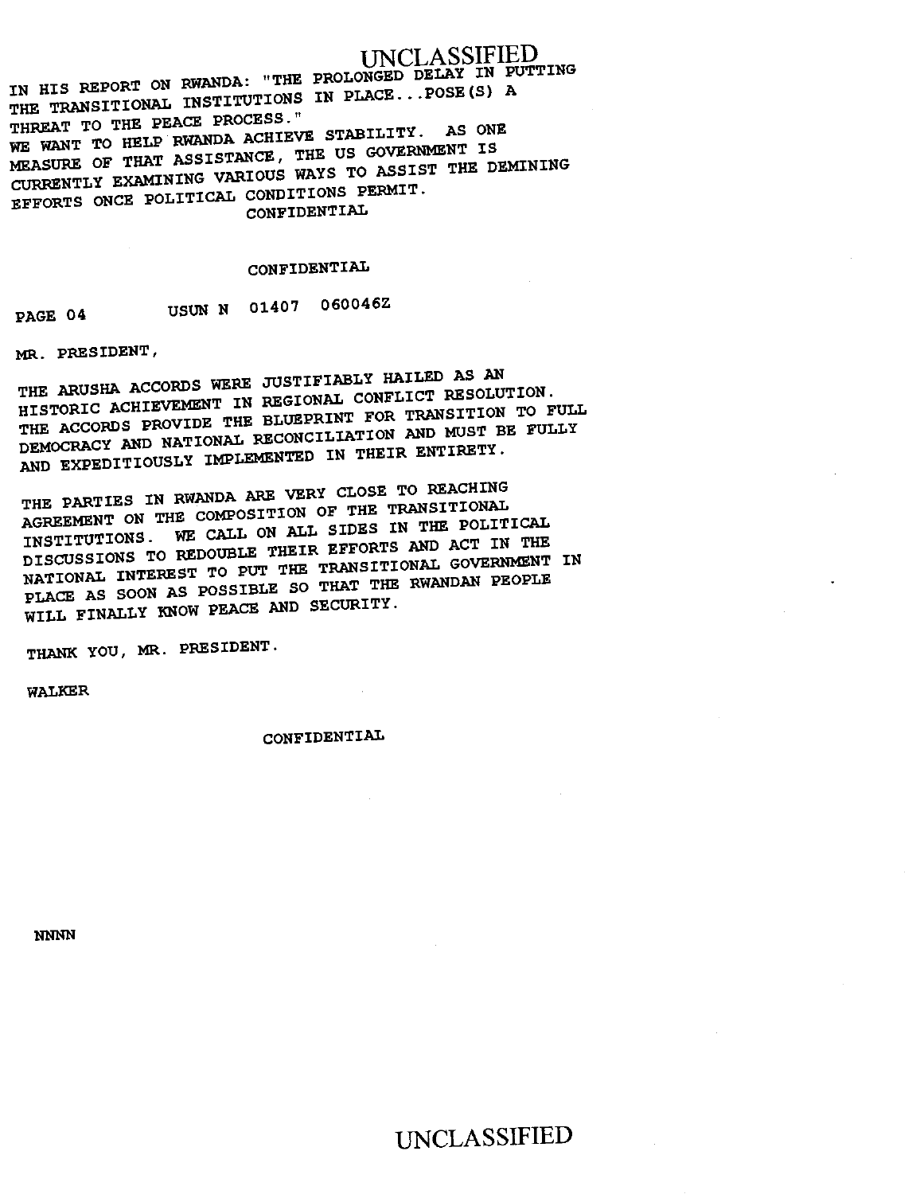IN HIS REPORT ON RWANDA: "THE PROLONGED DELAY IN PUTTING THE TRANSITIONAL INSTITUTIONS IN PLACE...POSE(S) A THREAT TO THE PEACE PROCESS."

WE WANT TO HELP RWANDA ACHIEVE STABILITY. AS ONE MEASURE OF THAT ASSISTANCE, THE US GOVERNMENT IS CURRENTLY EXAMINING VARIOUS WAYS TO ASSIST THE DEMINING EFFORTS ONCE POLITICAL CONDITIONS PERMIT.

CONFIDENTIAL

CONFIDENTIAL

PAGE 04 USUN N 01407 060046Z

MR. PRESIDENT,

THE ARUSHA ACCORDS WERE JUSTIFIABLY HAILED AS AN HISTORIC ACHIEVEMENT IN REGIONAL CONFLICT RESOLUTION. THE ACCORDS PROVIDE THE BLUEPRINT FOR TRANSITION TO FULL DEMOCRACY AND NATIONAL RECONCILIATION AND MUST BE FULLY AND EXPEDITIOUSLY IMPLEMENTED IN THEIR ENTIRETY.

THE PARTIES IN RWANDA ARE VERY CLOSE TO REACHING AGREEMENT ON THE COMPOSITION OF THE TRANSITIONAL INSTITUTIONS. WE CALL ON ALL SIDES IN THE POLITICAL DISCUSSIONS TO REDOUBLE THEIR EFFORTS AND ACT IN THE NATIONAL INTEREST TO PUT THE TRANSITIONAL GOVERNMENT IN PLACE AS SOON AS POSSIBLE SO THAT THE RWANDAN PEOPLE WILL FINALLY KNOW PEACE AND SECURITY.

THANK YOU, MR. PRESIDENT.

WALKER

CONFIDENTIAL

NNNN